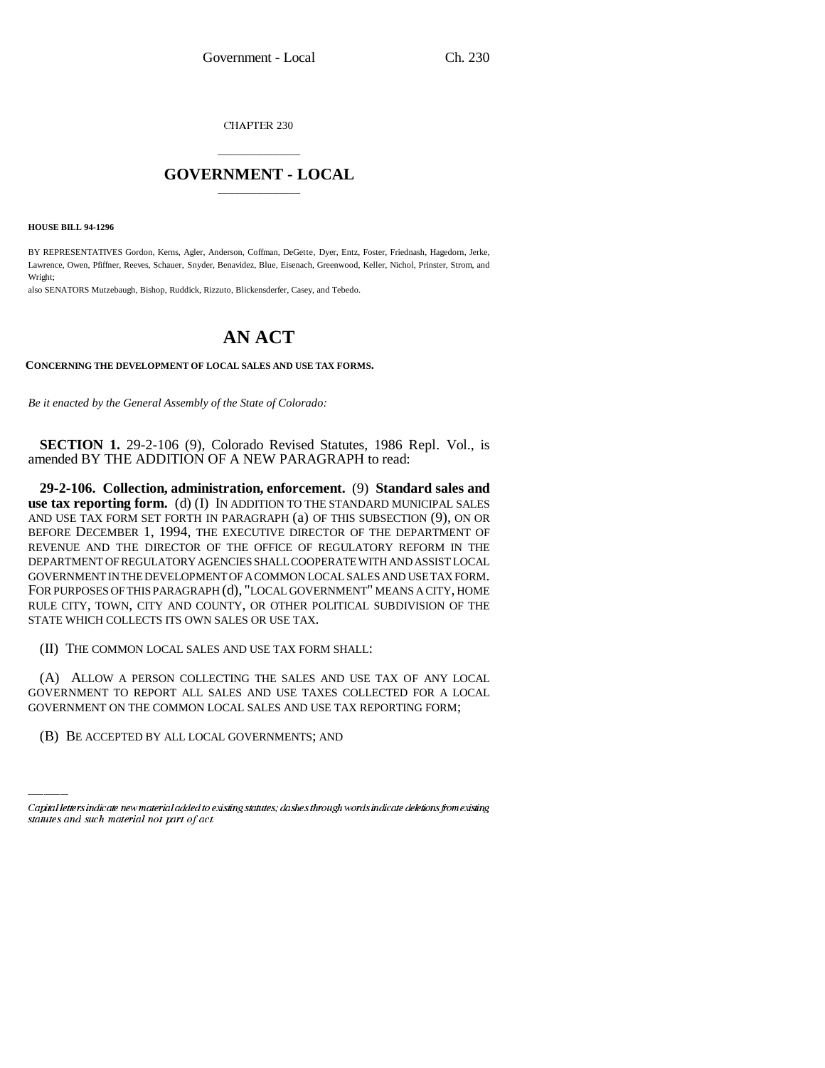CHAPTER 230

# GOVERNMENT - LOCAL

**HOUSE BILL 94-1296**

BY REPRESENTATIVES Gordon, Kerns, Agler, Anderson, Coffman, DeGette, Dyer, Entz, Foster, Friednash, Hagedorn, Jerke, Lawrence, Owen, Pfiffner, Reeves, Schauer, Snyder, Benavidez, Blue, Eisenach, Greenwood, Keller, Nichol, Prinster, Strom, and Wright;

also SENATORS Mutzebaugh, Bishop, Ruddick, Rizzuto, Blickensderfer, Casey, and Tebedo.

# AN ACT

**CONCERNING THE DEVELOPMENT OF LOCAL SALES AND USE TAX FORMS.**

*Be it enacted by the General Assembly of the State of Colorado:*

**SECTION 1.** 29-2-106 (9), Colorado Revised Statutes, 1986 Repl. Vol., is amended BY THE ADDITION OF A NEW PARAGRAPH to read:

**29-2-106. Collection, administration, enforcement.** (9) **Standard sales and use tax reporting form.** (d) (I) IN ADDITION TO THE STANDARD MUNICIPAL SALES AND USE TAX FORM SET FORTH IN PARAGRAPH (a) OF THIS SUBSECTION (9), ON OR BEFORE DECEMBER 1, 1994, THE EXECUTIVE DIRECTOR OF THE DEPARTMENT OF REVENUE AND THE DIRECTOR OF THE OFFICE OF REGULATORY REFORM IN THE DEPARTMENT OF REGULATORY AGENCIES SHALL COOPERATE WITH AND ASSIST LOCAL GOVERNMENT IN THE DEVELOPMENT OF A COMMON LOCAL SALES AND USE TAX FORM. FOR PURPOSES OF THIS PARAGRAPH (d), "LOCAL GOVERNMENT" MEANS A CITY, HOME RULE CITY, TOWN, CITY AND COUNTY, OR OTHER POLITICAL SUBDIVISION OF THE STATE WHICH COLLECTS ITS OWN SALES OR USE TAX.

(II) THE COMMON LOCAL SALES AND USE TAX FORM SHALL:

(A) ALLOW A PERSON COLLECTING THE SALES AND USE TAX OF ANY LOCAL GOVERNMENT TO REPORT ALL SALES AND USE TAXES COLLECTED FOR A LOCAL GOVERNMENT ON THE COMMON LOCAL SALES AND USE TAX REPORTING FORM;

(B) BE ACCEPTED BY ALL LOCAL GOVERNMENTS; AND

*Capital letters indicate new material added to existing statutes; dashes through words indicate deletions from existing statutes and such material not part of act.*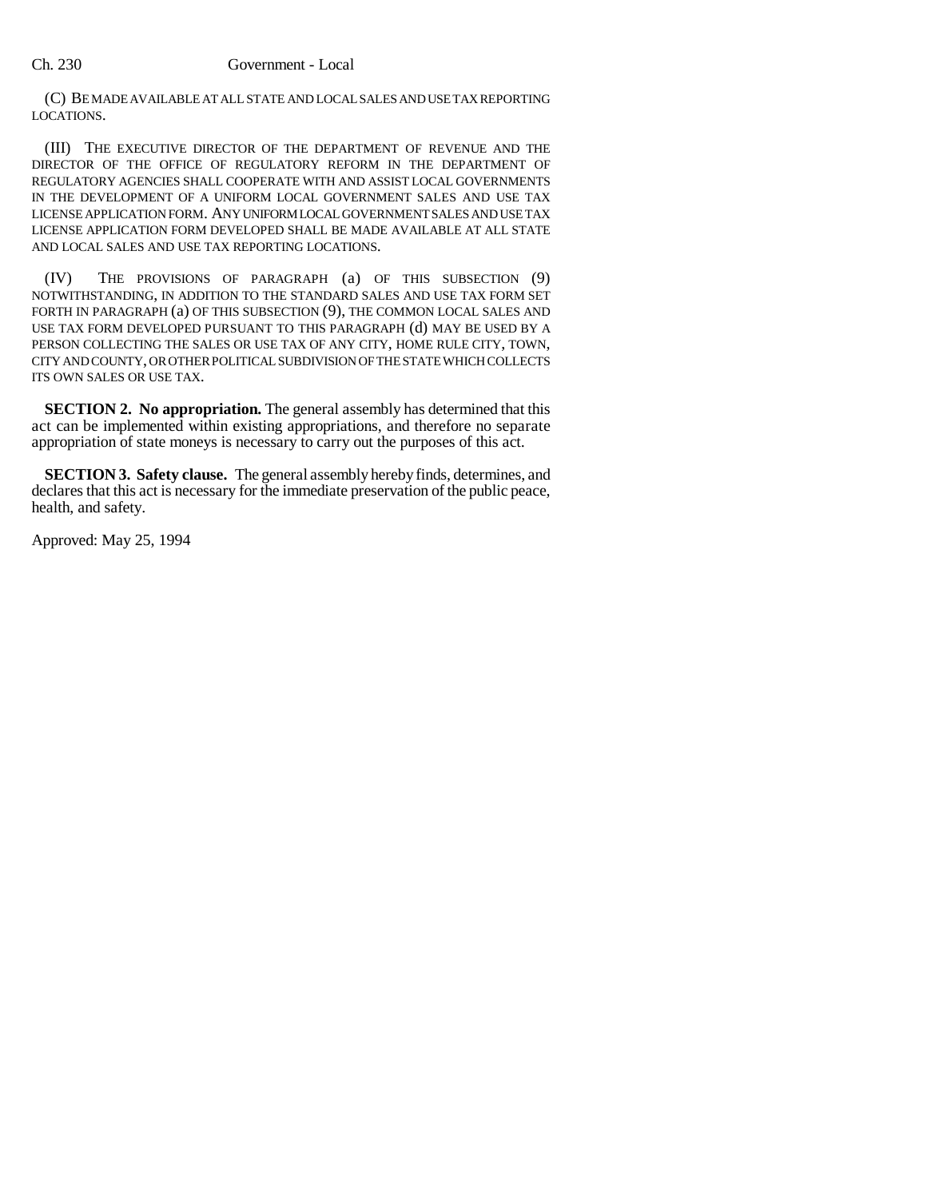(C) BE MADE AVAILABLE AT ALL STATE AND LOCAL SALES AND USE TAX REPORTING LOCATIONS.

(III) THE EXECUTIVE DIRECTOR OF THE DEPARTMENT OF REVENUE AND THE DIRECTOR OF THE OFFICE OF REGULATORY REFORM IN THE DEPARTMENT OF REGULATORY AGENCIES SHALL COOPERATE WITH AND ASSIST LOCAL GOVERNMENTS IN THE DEVELOPMENT OF A UNIFORM LOCAL GOVERNMENT SALES AND USE TAX LICENSE APPLICATION FORM. ANY UNIFORM LOCAL GOVERNMENT SALES AND USE TAX LICENSE APPLICATION FORM DEVELOPED SHALL BE MADE AVAILABLE AT ALL STATE AND LOCAL SALES AND USE TAX REPORTING LOCATIONS.

(IV) THE PROVISIONS OF PARAGRAPH (a) OF THIS SUBSECTION (9) NOTWITHSTANDING, IN ADDITION TO THE STANDARD SALES AND USE TAX FORM SET FORTH IN PARAGRAPH (a) OF THIS SUBSECTION (9), THE COMMON LOCAL SALES AND USE TAX FORM DEVELOPED PURSUANT TO THIS PARAGRAPH (d) MAY BE USED BY A PERSON COLLECTING THE SALES OR USE TAX OF ANY CITY, HOME RULE CITY, TOWN, CITY AND COUNTY, OR OTHER POLITICAL SUBDIVISION OF THE STATE WHICH COLLECTS ITS OWN SALES OR USE TAX.

**SECTION 2. No appropriation.** The general assembly has determined that this act can be implemented within existing appropriations, and therefore no separate appropriation of state moneys is necessary to carry out the purposes of this act.

**SECTION 3. Safety clause.** The general assembly hereby finds, determines, and declares that this act is necessary for the immediate preservation of the public peace, health, and safety.

Approved: May 25, 1994